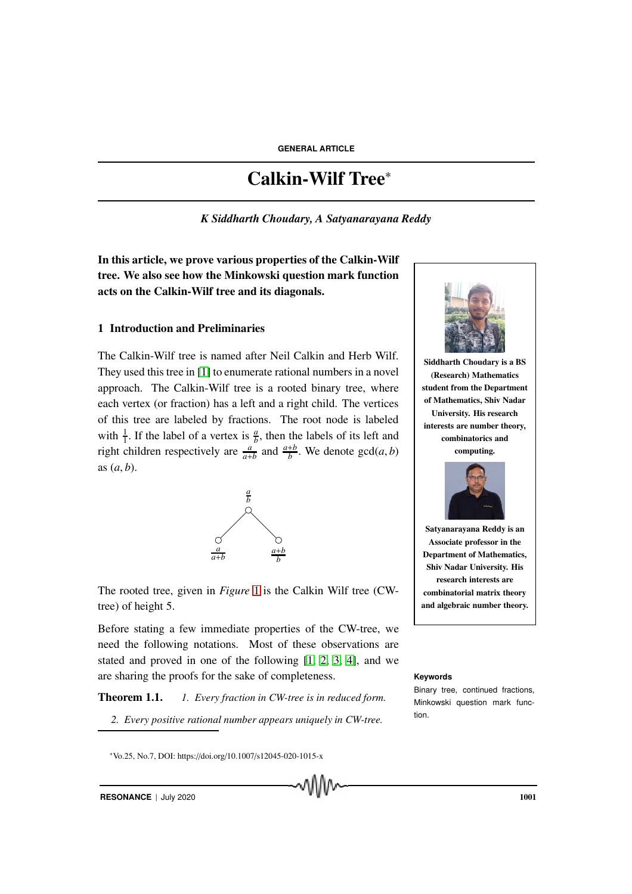GENERAL ARTICLE

# Calkin-Wilf Tree*

*K Siddharth Choudary, A Satyanarayana Reddy*

**In this article, we prove various properties of the Calkin-Wilf tree. We also see how the Minkowski question mark function acts on the Calkin-Wilf tree and its diagonals.**

Siddharth Choudary is a BS (Research) Mathematics student from the Department of Mathematics, Shiv Nadar University. His research interests are number theory, combinatorics and computing.

Satyanarayana Reddy is an Associate professor in the Department of Mathematics, Shiv Nadar University. His research interests are combinatorial matrix theory and algebraic number theory.

## 1 Introduction and Preliminaries

The Calkin-Wilf tree is named after Neil Calkin and Herb Wilf. They used this tree in [1] to enumerate rational numbers in a novel approach. The Calkin-Wilf tree is a rooted binary tree, where each vertex (or fraction) has a left and a right child. The vertices of this tree are labeled by fractions. The root node is labeled with $\frac{1}{1}$. If the label of a vertex is $\frac{a}{b}$, then the labels of its left and right children respectively are $\frac{a}{a+b}$ and $\frac{a+b}{b}$. We denote $\gcd(a, b)$ as $(a, b)$.

$$\frac{a}{b}$$

$$\frac{a}{a+b} \qquad \frac{a+b}{b}$$

The rooted tree, given in *Figure* 1 is the Calkin Wilf tree (CW-tree) of height 5.

Before stating a few immediate properties of the CW-tree, we need the following notations. Most of these observations are stated and proved in one of the following [1, 2, 3, 4], and we are sharing the proofs for the sake of completeness.

**Theorem 1.1.** *1. Every fraction in CW-tree is in reduced form.*

*2. Every positive rational number appears uniquely in CW-tree.*

**Keywords**

Binary tree, continued fractions, Minkowski question mark function.

*Vo.25, No.7, DOI: https://doi.org/10.1007/s12045-020-1015-x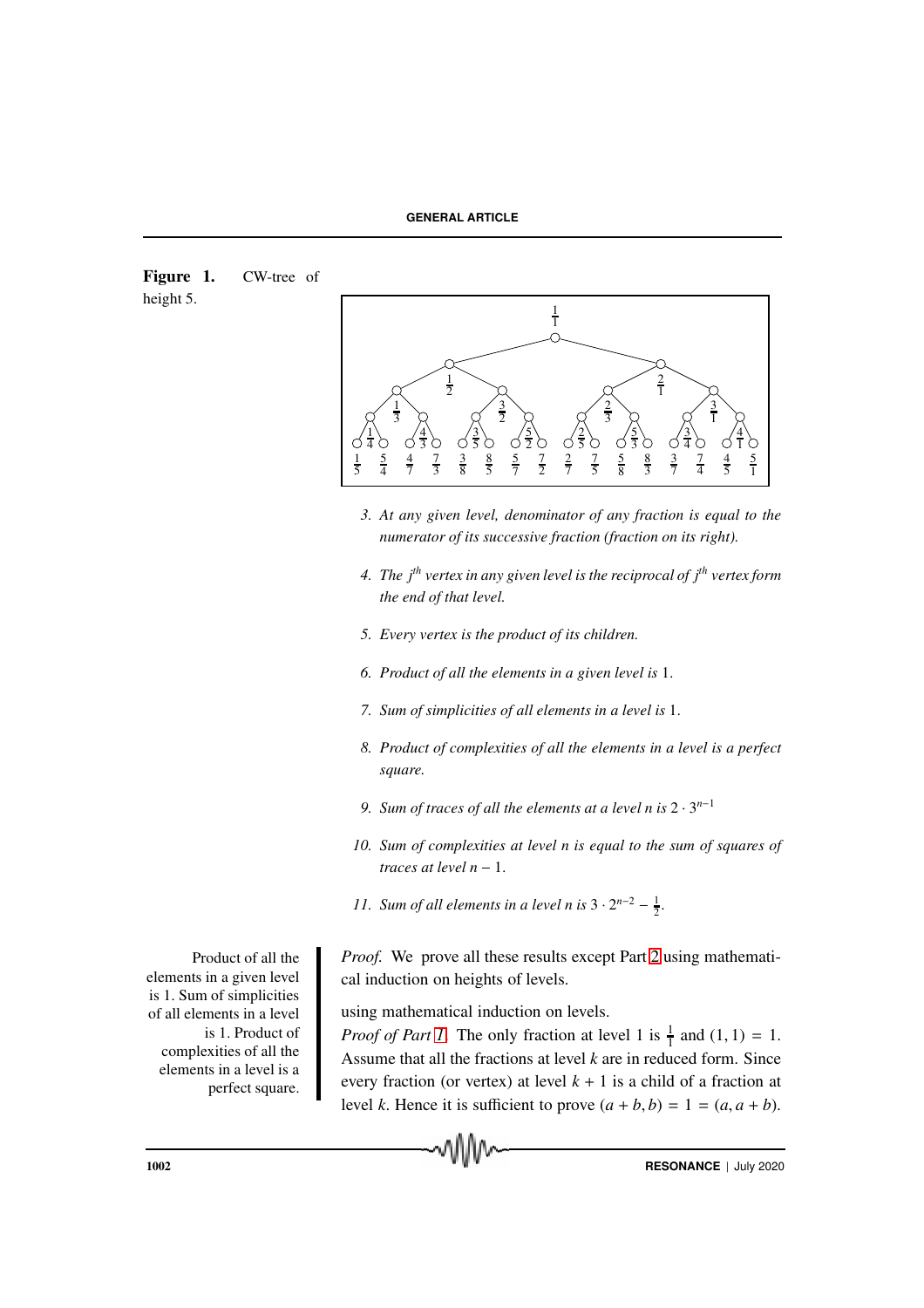**Figure 1.** CW-tree of height 5.

3. *At any given level, denominator of any fraction is equal to the numerator of its successive fraction (fraction on its right).*

4. *The $j^{th}$ vertex in any given level is the reciprocal of $j^{th}$ vertex form the end of that level.*

5. *Every vertex is the product of its children.*

6. *Product of all the elements in a given level is* 1.

7. *Sum of simplicities of all elements in a level is* 1.

8. *Product of complexities of all the elements in a level is a perfect square.*

9. *Sum of traces of all the elements at a level n is* $2 \cdot 3^{n-1}$

10. *Sum of complexities at level n is equal to the sum of squares of traces at level* $n-1$.

11. *Sum of all elements in a level n is* $3 \cdot 2^{n-2} - \frac{1}{2}$.

Product of all the elements in a given level is 1. Sum of simplicities of all elements in a level is 1. Product of complexities of all the elements in a level is a perfect square.

*Proof.* We prove all these results except Part 2 using mathematical induction on heights of levels.

using mathematical induction on levels.

*Proof of Part 1.* The only fraction at level 1 is $\frac{1}{1}$ and $(1, 1) = 1$. Assume that all the fractions at level $k$ are in reduced form. Since every fraction (or vertex) at level $k+1$ is a child of a fraction at level $k$. Hence it is sufficient to prove $(a+b, b) = 1 = (a, a+b)$.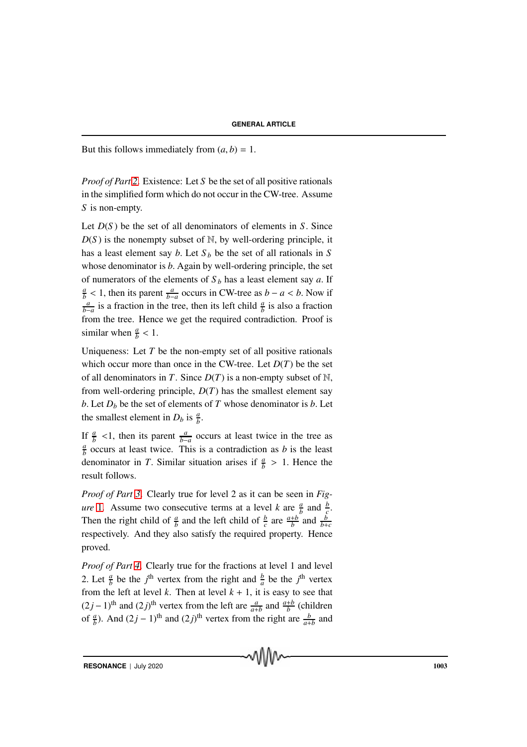But this follows immediately from $(a, b) = 1$.

*Proof of Part 2.* Existence: Let $S$ be the set of all positive rationals in the simplified form which do not occur in the CW-tree. Assume $S$ is non-empty.

Let $D(S)$ be the set of all denominators of elements in $S$. Since $D(S)$ is the nonempty subset of $\mathbb{N}$, by well-ordering principle, it has a least element say $b$. Let $S_b$ be the set of all rationals in $S$ whose denominator is $b$. Again by well-ordering principle, the set of numerators of the elements of $S_b$ has a least element say $a$. If $\frac{a}{b} < 1$, then its parent $\frac{a}{b-a}$ occurs in CW-tree as $b - a < b$. Now if $\frac{a}{b-a}$ is a fraction in the tree, then its left child $\frac{a}{b}$ is also a fraction from the tree. Hence we get the required contradiction. Proof is similar when $\frac{a}{b} < 1$.

Uniqueness: Let $T$ be the non-empty set of all positive rationals which occur more than once in the CW-tree. Let $D(T)$ be the set of all denominators in $T$. Since $D(T)$ is a non-empty subset of $\mathbb{N}$, from well-ordering principle, $D(T)$ has the smallest element say $b$. Let $D_b$ be the set of elements of $T$ whose denominator is $b$. Let the smallest element in $D_b$ is $\frac{a}{b}$.

If $\frac{a}{b} <1$, then its parent $\frac{a}{b-a}$ occurs at least twice in the tree as $\frac{a}{b}$ occurs at least twice. This is a contradiction as $b$ is the least denominator in $T$. Similar situation arises if $\frac{a}{b} > 1$. Hence the result follows.

*Proof of Part 3.* Clearly true for level 2 as it can be seen in *Figure 1*. Assume two consecutive terms at a level $k$ are $\frac{a}{b}$ and $\frac{b}{c}$. Then the right child of $\frac{a}{b}$ and the left child of $\frac{b}{c}$ are $\frac{a+b}{b}$ and $\frac{b}{b+c}$ respectively. And they also satisfy the required property. Hence proved.

*Proof of Part 4.* Clearly true for the fractions at level 1 and level 2. Let $\frac{a}{b}$ be the $j^{\text{th}}$ vertex from the right and $\frac{b}{a}$ be the $j^{\text{th}}$ vertex from the left at level $k$. Then at level $k+1$, it is easy to see that $(2j-1)^{\text{th}}$ and $(2j)^{\text{th}}$ vertex from the left are $\frac{a}{a+b}$ and $\frac{a+b}{b}$ (children of $\frac{a}{b}$). And $(2j-1)^{\text{th}}$ and $(2j)^{\text{th}}$ vertex from the right are $\frac{b}{a+b}$ and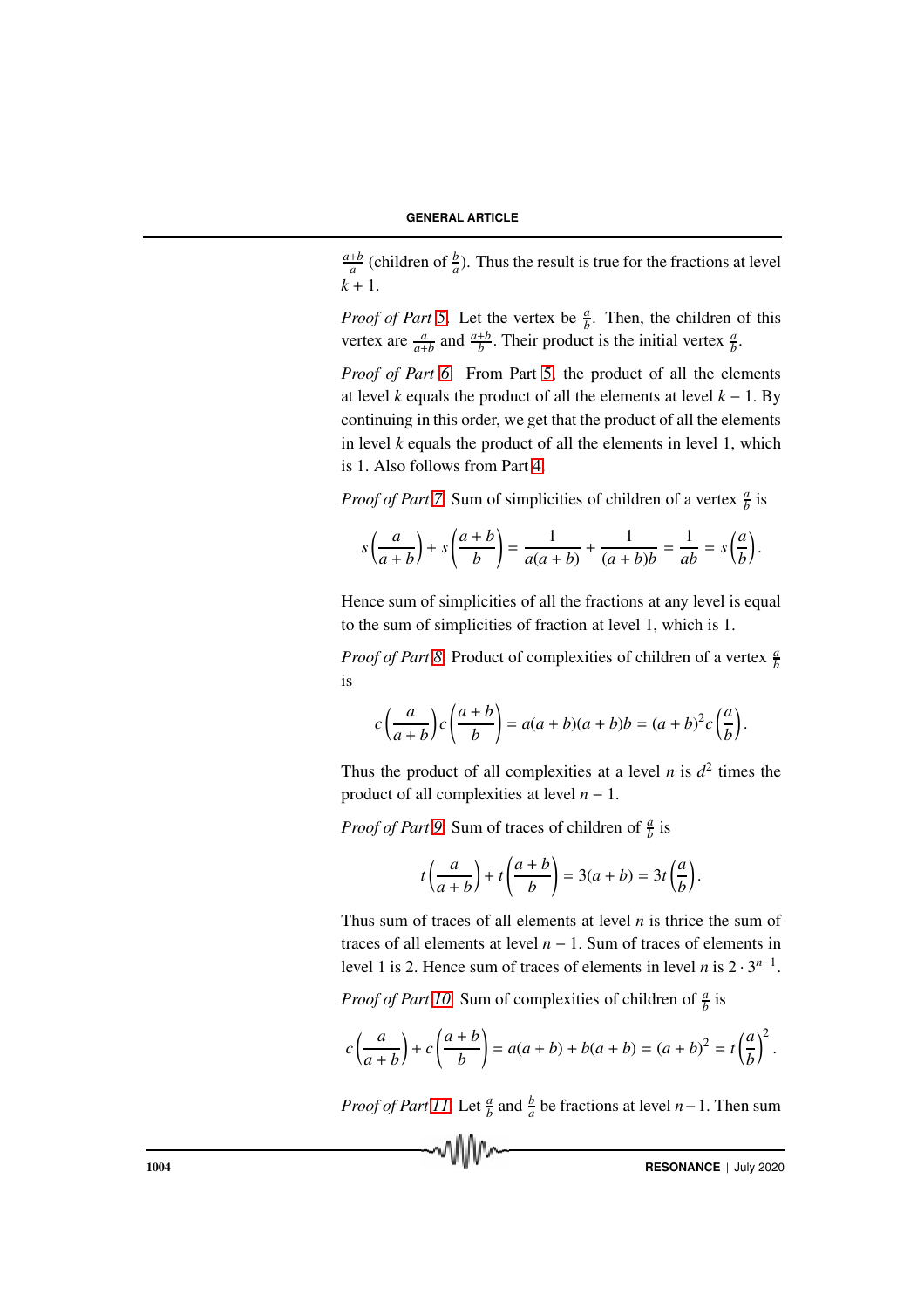$\frac{a+b}{a}$ (children of $\frac{b}{a}$). Thus the result is true for the fractions at level $k+1$.

*Proof of Part 5.* Let the vertex be $\frac{a}{b}$. Then, the children of this vertex are $\frac{a}{a+b}$ and $\frac{a+b}{b}$. Their product is the initial vertex $\frac{a}{b}$.

*Proof of Part 6.* From Part 5, the product of all the elements at level $k$ equals the product of all the elements at level $k-1$. By continuing in this order, we get that the product of all the elements in level $k$ equals the product of all the elements in level 1, which is 1. Also follows from Part 4.

*Proof of Part 7.* Sum of simplicities of children of a vertex $\frac{a}{b}$ is

$$s\left(\frac{a}{a+b}\right) + s\left(\frac{a+b}{b}\right) = \frac{1}{a(a+b)} + \frac{1}{(a+b)b} = \frac{1}{ab} = s\left(\frac{a}{b}\right).$$

Hence sum of simplicities of all the fractions at any level is equal to the sum of simplicities of fraction at level 1, which is 1.

*Proof of Part 8.* Product of complexities of children of a vertex $\frac{a}{b}$ is

$$c\left(\frac{a}{a+b}\right) c\left(\frac{a+b}{b}\right) = a(a+b)(a+b)b = (a+b)^2 c\left(\frac{a}{b}\right).$$

Thus the product of all complexities at a level $n$ is $d^2$ times the product of all complexities at level $n-1$.

*Proof of Part 9.* Sum of traces of children of $\frac{a}{b}$ is

$$t\left(\frac{a}{a+b}\right) + t\left(\frac{a+b}{b}\right) = 3(a+b) = 3t\left(\frac{a}{b}\right).$$

Thus sum of traces of all elements at level $n$ is thrice the sum of traces of all elements at level $n-1$. Sum of traces of elements in level 1 is 2. Hence sum of traces of elements in level $n$ is $2 \cdot 3^{n-1}$.

*Proof of Part 10.* Sum of complexities of children of $\frac{a}{b}$ is

$$c\left(\frac{a}{a+b}\right) + c\left(\frac{a+b}{b}\right) = a(a+b) + b(a+b) = (a+b)^2 = t\left(\frac{a}{b}\right)^2.$$

*Proof of Part 11.* Let $\frac{a}{b}$ and $\frac{b}{a}$ be fractions at level $n-1$. Then sum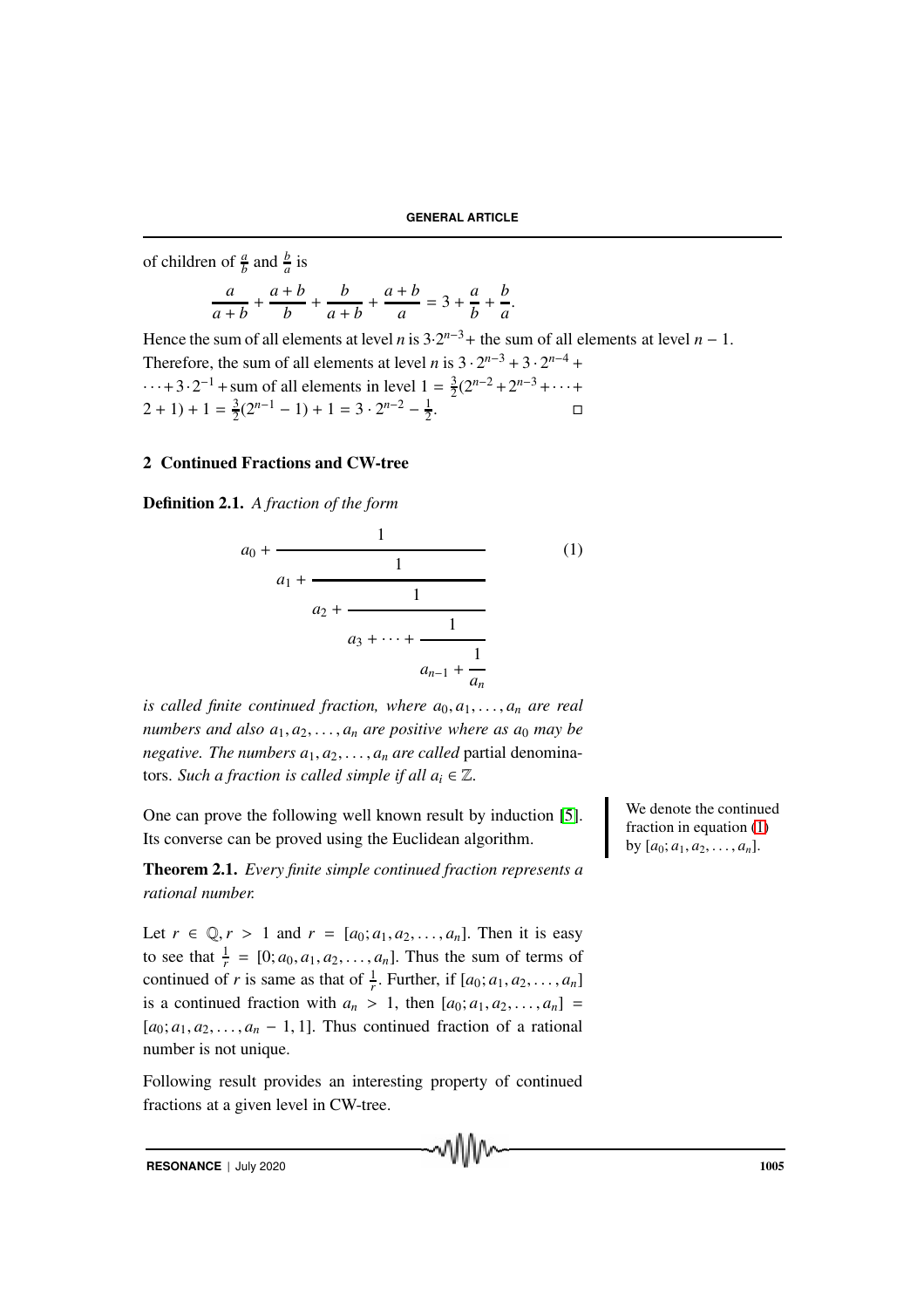of children of $\frac{a}{b}$ and $\frac{b}{a}$ is

$$\frac{a}{a+b} + \frac{a+b}{b} + \frac{b}{a+b} + \frac{a+b}{a} = 3 + \frac{a}{b} + \frac{b}{a}.$$

Hence the sum of all elements at level $n$ is $3{\cdot}2^{n-3}+$ the sum of all elements at level $n-1$. Therefore, the sum of all elements at level $n$ is $3 \cdot 2^{n-3} + 3 \cdot 2^{n-4} + \cdots + 3 \cdot 2^{-1} +$ sum of all elements in level $1 = \frac{3}{2}(2^{n-2} + 2^{n-3} + \cdots + 2 + 1) + 1 = \frac{3}{2}(2^{n-1} - 1) + 1 = 3 \cdot 2^{n-2} - \frac{1}{2}$. □

## 2 Continued Fractions and CW-tree

**Definition 2.1.** *A fraction of the form*

$$a_0 + \cfrac{1}{a_1 + \cfrac{1}{a_2 + \cfrac{1}{a_3 + \cdots + \cfrac{1}{a_{n-1} + \cfrac{1}{a_n}}}}} \qquad (1)$$

*is called finite continued fraction, where $a_0, a_1, \ldots, a_n$ are real numbers and also $a_1, a_2, \ldots, a_n$ are positive where as $a_0$ may be negative. The numbers $a_1, a_2, \ldots, a_n$ are called* partial denominators. *Such a fraction is called simple if all $a_i \in \mathbb{Z}$.*

We denote the continued fraction in equation (1) by $[a_0; a_1, a_2, \ldots, a_n]$.

One can prove the following well known result by induction [5]. Its converse can be proved using the Euclidean algorithm.

**Theorem 2.1.** *Every finite simple continued fraction represents a rational number.*

Let $r \in \mathbb{Q}, r > 1$ and $r = [a_0; a_1, a_2, \ldots, a_n]$. Then it is easy to see that $\frac{1}{r} = [0; a_0, a_1, a_2, \ldots, a_n]$. Thus the sum of terms of continued of $r$ is same as that of $\frac{1}{r}$. Further, if $[a_0; a_1, a_2, \ldots, a_n]$ is a continued fraction with $a_n > 1$, then $[a_0; a_1, a_2, \ldots, a_n] = [a_0; a_1, a_2, \ldots, a_n - 1, 1]$. Thus continued fraction of a rational number is not unique.

Following result provides an interesting property of continued fractions at a given level in CW-tree.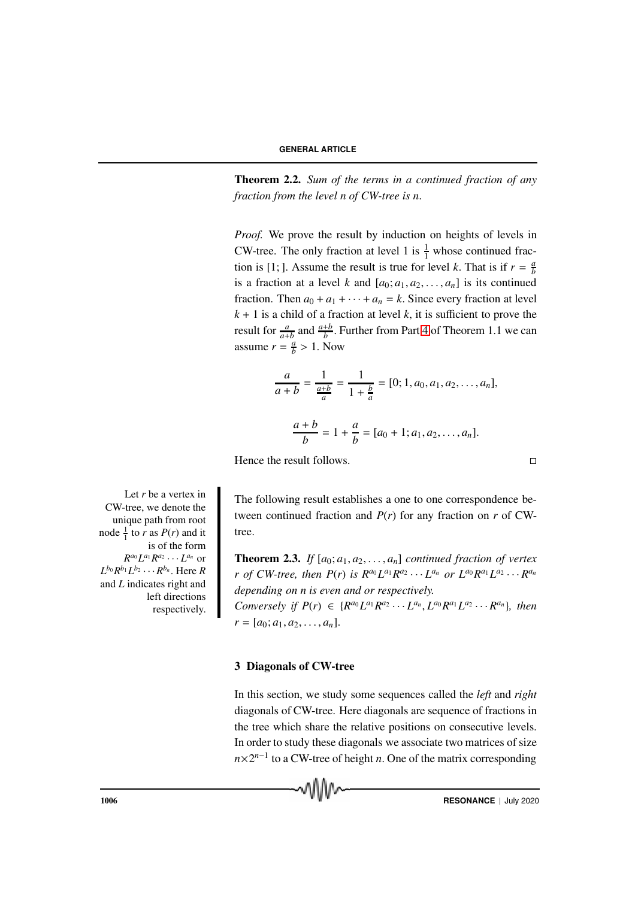**Theorem 2.2.** *Sum of the terms in a continued fraction of any fraction from the level $n$ of CW-tree is $n$.*

*Proof.* We prove the result by induction on heights of levels in CW-tree. The only fraction at level 1 is $\frac{1}{1}$ whose continued fraction is $[1;]$. Assume the result is true for level $k$. That is if $r = \frac{a}{b}$ is a fraction at a level $k$ and $[a_0; a_1, a_2, \ldots, a_n]$ is its continued fraction. Then $a_0 + a_1 + \cdots + a_n = k$. Since every fraction at level $k+1$ is a child of a fraction at level $k$, it is sufficient to prove the result for $\frac{a}{a+b}$ and $\frac{a+b}{b}$. Further from Part 4 of Theorem 1.1 we can assume $r = \frac{a}{b} > 1$. Now

$$\frac{a}{a+b} = \frac{1}{\frac{a+b}{a}} = \frac{1}{1+\frac{b}{a}} = [0; 1, a_0, a_1, a_2, \ldots, a_n],$$

$$\frac{a+b}{b} = 1 + \frac{a}{b} = [a_0 + 1; a_1, a_2, \ldots, a_n].$$

Hence the result follows. □

Let $r$ be a vertex in CW-tree, we denote the unique path from root node $\frac{1}{1}$ to $r$ as $P(r)$ and it is of the form $R^{a_0}L^{a_1}R^{a_2}\cdots L^{a_n}$ or $L^{b_0}R^{b_1}L^{b_2}\cdots R^{b_n}$. Here $R$ and $L$ indicates right and left directions respectively.

The following result establishes a one to one correspondence between continued fraction and $P(r)$ for any fraction on $r$ of CW-tree.

**Theorem 2.3.** *If $[a_0; a_1, a_2, \ldots, a_n]$ continued fraction of vertex $r$ of CW-tree, then $P(r)$ is $R^{a_0}L^{a_1}R^{a_2}\cdots L^{a_n}$ or $L^{a_0}R^{a_1}L^{a_2}\cdots R^{a_n}$ depending on $n$ is even and or respectively.*
*Conversely if $P(r) \in \{R^{a_0}L^{a_1}R^{a_2}\cdots L^{a_n}, L^{a_0}R^{a_1}L^{a_2}\cdots R^{a_n}\}$, then $r = [a_0; a_1, a_2, \ldots, a_n]$.*

## 3 Diagonals of CW-tree

In this section, we study some sequences called the *left* and *right* diagonals of CW-tree. Here diagonals are sequence of fractions in the tree which share the relative positions on consecutive levels. In order to study these diagonals we associate two matrices of size $n \times 2^{n-1}$ to a CW-tree of height $n$. One of the matrix corresponding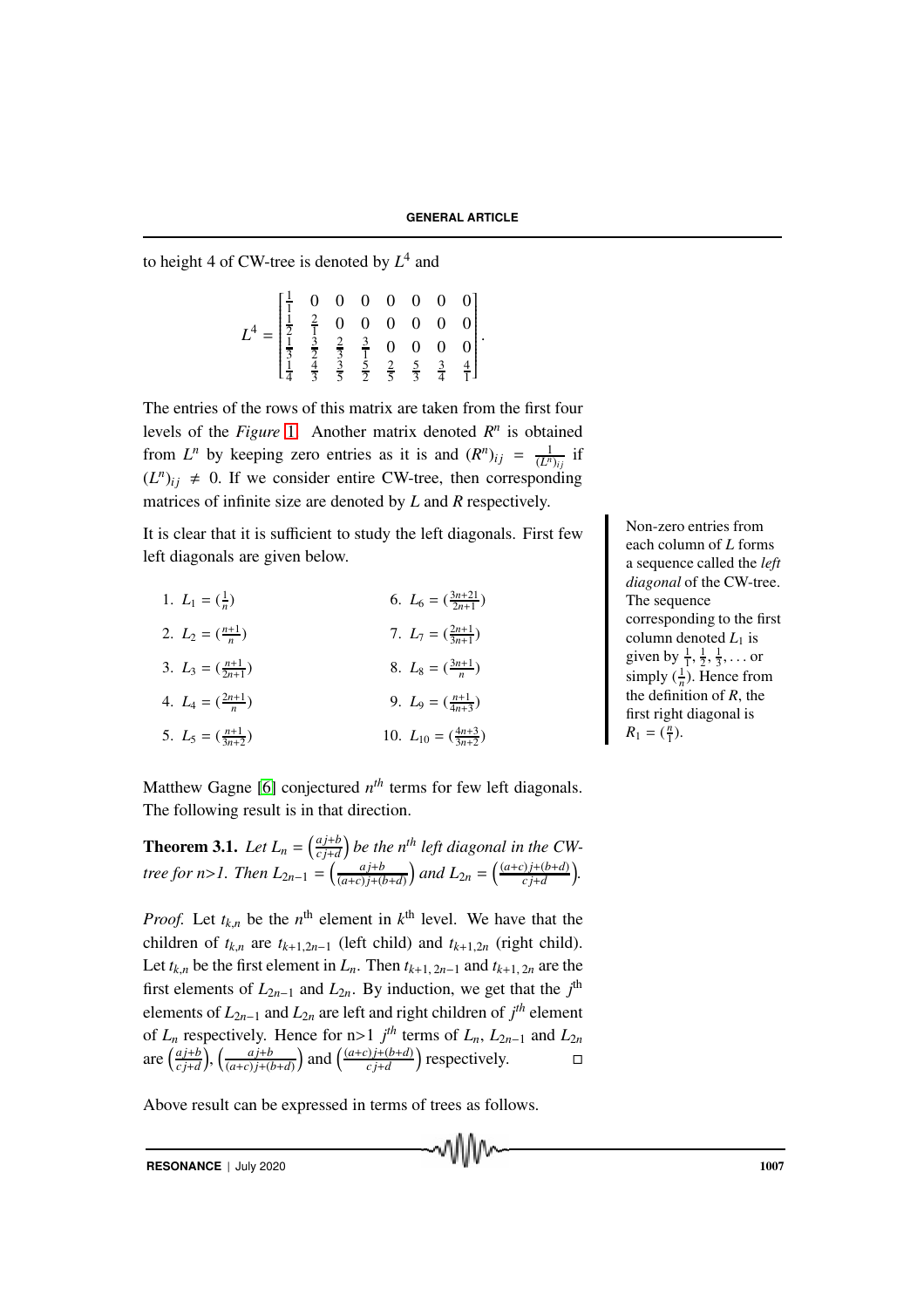to height 4 of CW-tree is denoted by $L^4$ and

$$L^4 = \begin{bmatrix} \frac{1}{1} & 0 & 0 & 0 & 0 & 0 & 0 & 0 \\ \frac{1}{2} & \frac{2}{1} & 0 & 0 & 0 & 0 & 0 & 0 \\ \frac{1}{3} & \frac{3}{2} & \frac{2}{3} & \frac{3}{1} & 0 & 0 & 0 & 0 \\ \frac{1}{4} & \frac{4}{3} & \frac{3}{5} & \frac{5}{2} & \frac{2}{5} & \frac{5}{3} & \frac{3}{4} & \frac{4}{1} \end{bmatrix}.$$

The entries of the rows of this matrix are taken from the first four levels of the *Figure* 1. Another matrix denoted $R^n$ is obtained from $L^n$ by keeping zero entries as it is and $(R^n)_{ij} = \frac{1}{(L^n)_{ij}}$ if $(L^n)_{ij} \neq 0$. If we consider entire CW-tree, then corresponding matrices of infinite size are denoted by $L$ and $R$ respectively.

Non-zero entries from each column of $L$ forms a sequence called the *left diagonal* of the CW-tree. The sequence corresponding to the first column denoted $L_1$ is given by $\frac{1}{1}, \frac{1}{2}, \frac{1}{3}, \ldots$ or simply $(\frac{1}{n})$. Hence from the definition of $R$, the first right diagonal is $R_1 = (\frac{n}{1})$.

It is clear that it is sufficient to study the left diagonals. First few left diagonals are given below.

1. $L_1 = (\frac{1}{n})$
2. $L_2 = (\frac{n+1}{n})$
3. $L_3 = (\frac{n+1}{2n+1})$
4. $L_4 = (\frac{2n+1}{n})$
5. $L_5 = (\frac{n+1}{3n+2})$
6. $L_6 = (\frac{3n+21}{2n+1})$
7. $L_7 = (\frac{2n+1}{3n+1})$
8. $L_8 = (\frac{3n+1}{n})$
9. $L_9 = (\frac{n+1}{4n+3})$
10. $L_{10} = (\frac{4n+3}{3n+2})$

Matthew Gagne [6] conjectured $n^{th}$ terms for few left diagonals. The following result is in that direction.

**Theorem 3.1.** *Let $L_n = \left(\frac{aj+b}{cj+d}\right)$ be the $n^{th}$ left diagonal in the CW-tree for n>1. Then $L_{2n-1} = \left(\frac{aj+b}{(a+c)j+(b+d)}\right)$ and $L_{2n} = \left(\frac{(a+c)j+(b+d)}{cj+d}\right)$.*

*Proof.* Let $t_{k,n}$ be the $n^{\text{th}}$ element in $k^{\text{th}}$ level. We have that the children of $t_{k,n}$ are $t_{k+1,2n-1}$ (left child) and $t_{k+1,2n}$ (right child). Let $t_{k,n}$ be the first element in $L_n$. Then $t_{k+1,\,2n-1}$ and $t_{k+1,\,2n}$ are the first elements of $L_{2n-1}$ and $L_{2n}$. By induction, we get that the $j^{\text{th}}$ elements of $L_{2n-1}$ and $L_{2n}$ are left and right children of $j^{th}$ element of $L_n$ respectively. Hence for n>1 $j^{th}$ terms of $L_n$, $L_{2n-1}$ and $L_{2n}$ are $\left(\frac{aj+b}{cj+d}\right)$, $\left(\frac{aj+b}{(a+c)j+(b+d)}\right)$ and $\left(\frac{(a+c)j+(b+d)}{cj+d}\right)$ respectively. □

Above result can be expressed in terms of trees as follows.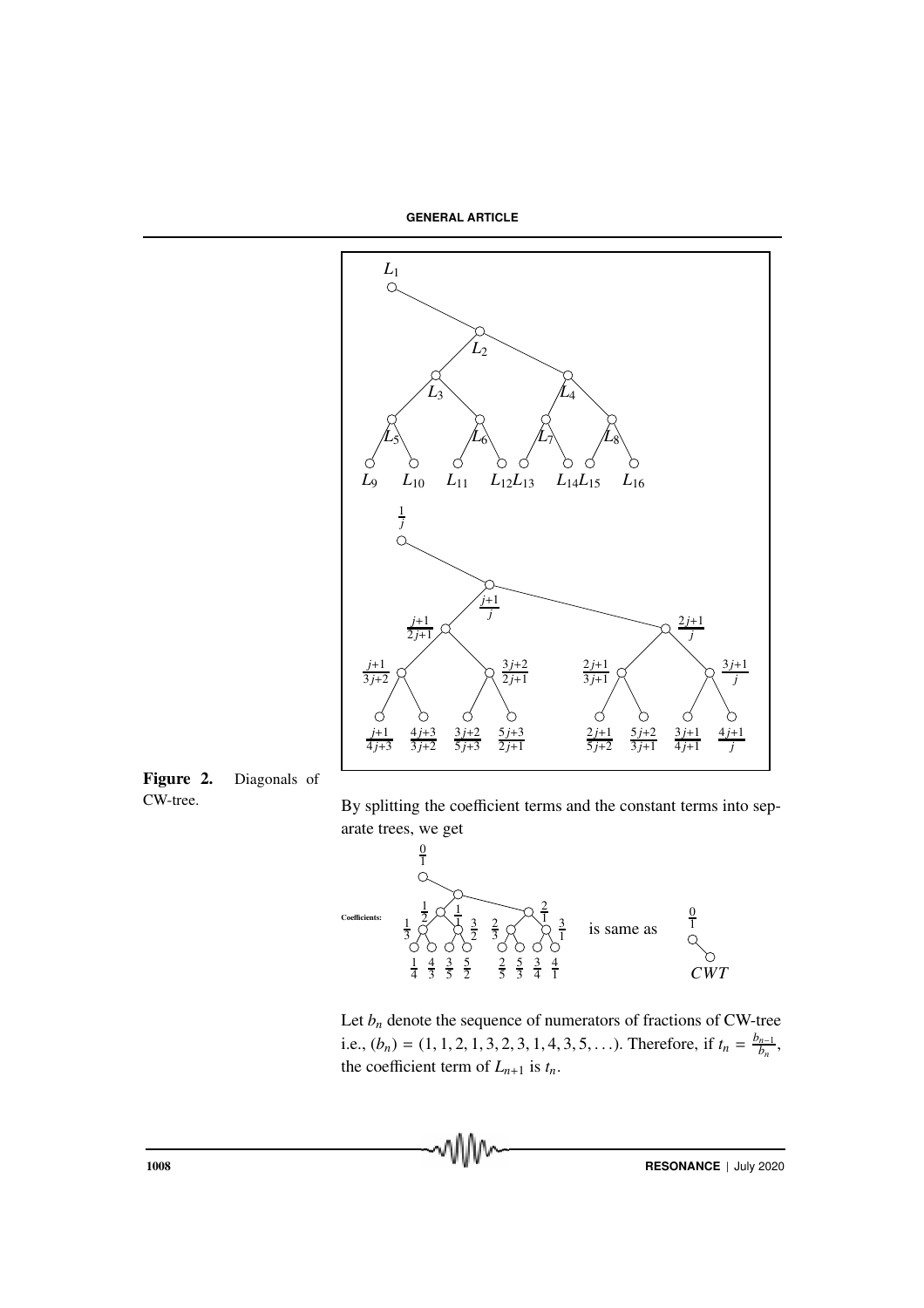Figure 2. Diagonals of CW-tree.

By splitting the coefficient terms and the constant terms into separate trees, we get

Coefficients: is same as $\frac{0}{1}$ CWT

Let $b_n$ denote the sequence of numerators of fractions of CW-tree i.e., $(b_n) = (1, 1, 2, 1, 3, 2, 3, 1, 4, 3, 5, \ldots)$. Therefore, if $t_n = \frac{b_{n-1}}{b_n}$, the coefficient term of $L_{n+1}$ is $t_n$.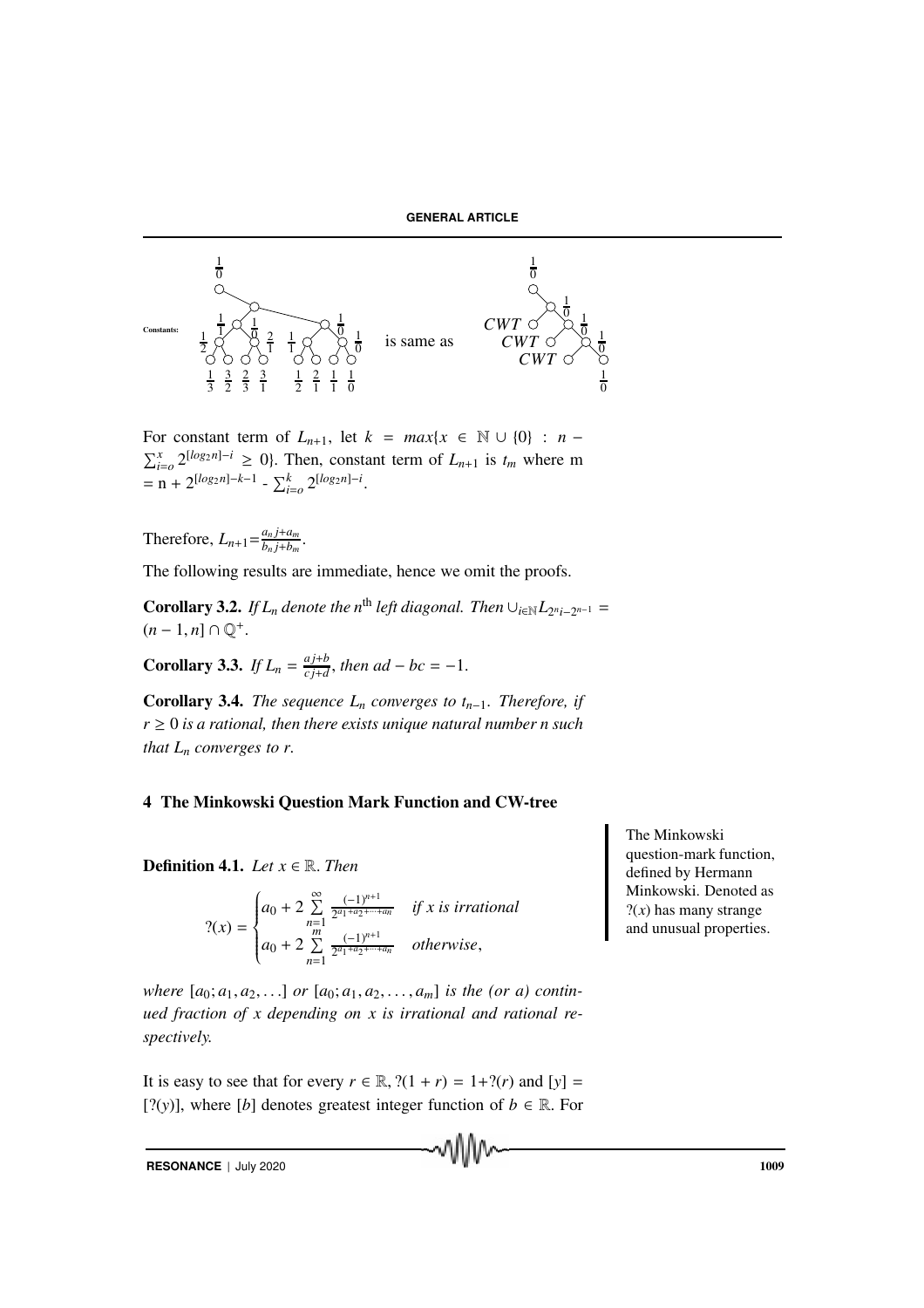Constants: $\frac{1}{0}$ $\frac{1}{1}$ $\frac{1}{0}$ $\frac{1}{2}$ $\frac{1}{0}$ $\frac{2}{1}$ $\frac{1}{1}$ $\frac{1}{0}$ $\frac{1}{0}$ $\frac{1}{3}$ $\frac{3}{2}$ $\frac{2}{3}$ $\frac{3}{1}$ $\frac{1}{2}$ $\frac{2}{1}$ $\frac{1}{1}$ $\frac{1}{0}$ is same as $CWT$ $CWT$ $CWT$ $\frac{1}{0}$ $\frac{1}{0}$ $\frac{1}{0}$ $\frac{1}{0}$ $\frac{1}{0}$

For constant term of $L_{n+1}$, let $k = max\{x \in \mathbb{N} \cup \{0\} : n - \sum_{i=o}^{x} 2^{[log_2 n]-i} \geq 0\}$. Then, constant term of $L_{n+1}$ is $t_m$ where m $= n + 2^{[log_2 n]-k-1} - \sum_{i=o}^{k} 2^{[log_2 n]-i}$.

Therefore, $L_{n+1} = \frac{a_n j + a_m}{b_n j + b_m}$.

The following results are immediate, hence we omit the proofs.

**Corollary 3.2.** *If $L_n$ denote the $n^{\text{th}}$ left diagonal. Then $\cup_{i\in\mathbb{N}} L_{2^n i - 2^{n-1}} = (n-1, n] \cap \mathbb{Q}^+$.*

**Corollary 3.3.** *If $L_n = \frac{aj+b}{cj+d}$, then $ad - bc = -1$.*

**Corollary 3.4.** *The sequence $L_n$ converges to $t_{n-1}$. Therefore, if $r \geq 0$ is a rational, then there exists unique natural number $n$ such that $L_n$ converges to $r$.*

## 4 The Minkowski Question Mark Function and CW-tree

The Minkowski question-mark function, defined by Hermann Minkowski. Denoted as $?(x)$ has many strange and unusual properties.

**Definition 4.1.** *Let $x \in \mathbb{R}$. Then*

$$?(x) = \begin{cases} a_0 + 2 \sum\limits_{n=1}^{\infty} \frac{(-1)^{n+1}}{2^{a_1+a_2+\cdots+a_n}} & \text{if } x \text{ is irrational} \\ a_0 + 2 \sum\limits_{n=1}^{m} \frac{(-1)^{n+1}}{2^{a_1+a_2+\cdots+a_n}} & \text{otherwise,} \end{cases}$$

*where $[a_0; a_1, a_2, \ldots]$ or $[a_0; a_1, a_2, \ldots, a_m]$ is the (or a) continued fraction of $x$ depending on $x$ is irrational and rational respectively.*

It is easy to see that for every $r \in \mathbb{R}$, $?(1 + r) = 1 + ?(r)$ and $[y] = [?(y)]$, where $[b]$ denotes greatest integer function of $b \in \mathbb{R}$. For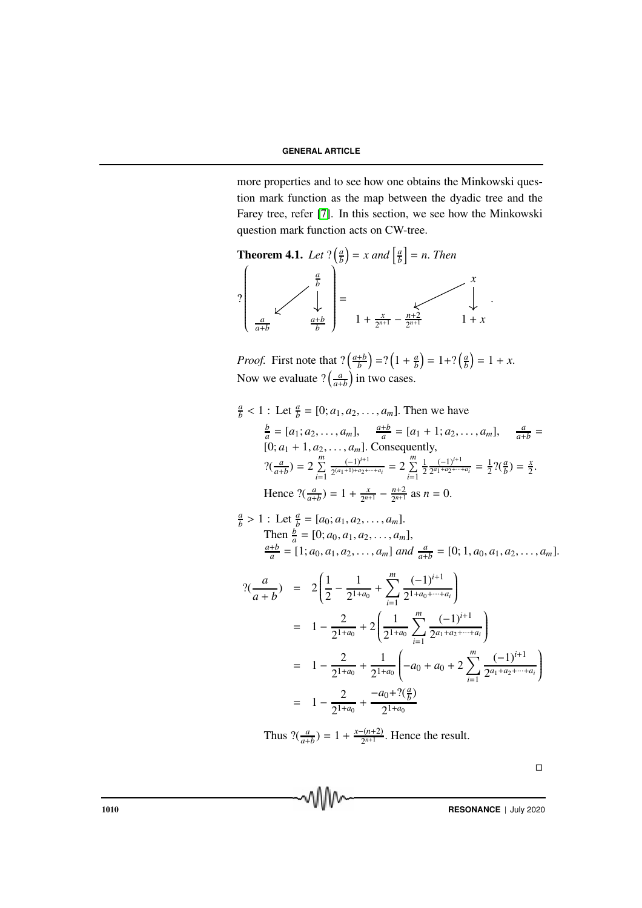more properties and to see how one obtains the Minkowski question mark function as the map between the dyadic tree and the Farey tree, refer [7]. In this section, we see how the Minkowski question mark function acts on CW-tree.

**Theorem 4.1.** *Let* $?\left(\frac{a}{b}\right) = x$ *and* $\left[\frac{a}{b}\right] = n$. *Then*

$$?\left(\begin{array}{ccc} & & \frac{a}{b} \\ & \swarrow & \downarrow \\ \frac{a}{a+b} & & \frac{a+b}{b} \end{array}\right) = \begin{array}{ccc} & & x \\ & \swarrow & \downarrow \\ 1+\frac{x}{2^{n+1}}-\frac{n+2}{2^{n+1}} & & 1+x \end{array}.$$

*Proof.* First note that $?\left(\frac{a+b}{b}\right) = ?\left(1+\frac{a}{b}\right) = 1 + ?\left(\frac{a}{b}\right) = 1 + x$. Now we evaluate $?\left(\frac{a}{a+b}\right)$ in two cases.

$\frac{a}{b} < 1$ : Let $\frac{a}{b} = [0; a_1, a_2, \ldots, a_m]$. Then we have
$\frac{b}{a} = [a_1; a_2, \ldots, a_m]$, $\quad \frac{a+b}{a} = [a_1+1; a_2, \ldots, a_m]$, $\quad \frac{a}{a+b} = [0; a_1+1, a_2, \ldots, a_m]$. Consequently,
$?(\frac{a}{a+b}) = 2\sum_{i=1}^{m} \frac{(-1)^{i+1}}{2^{(a_1+1)+a_2+\cdots+a_i}} = 2\sum_{i=1}^{m} \frac{1}{2}\frac{(-1)^{i+1}}{2^{a_1+a_2+\cdots+a_i}} = \frac{1}{2}?(\frac{a}{b}) = \frac{x}{2}$.
Hence $?(\frac{a}{a+b}) = 1 + \frac{x}{2^{n+1}} - \frac{n+2}{2^{n+1}}$ as $n = 0$.

$\frac{a}{b} > 1$ : Let $\frac{a}{b} = [a_0; a_1, a_2, \ldots, a_m]$.
Then $\frac{b}{a} = [0; a_0, a_1, a_2, \ldots, a_m]$,
$\frac{a+b}{a} = [1; a_0, a_1, a_2, \ldots, a_m]$ *and* $\frac{a}{a+b} = [0; 1, a_0, a_1, a_2, \ldots, a_m]$.

$$\begin{aligned}
?(\frac{a}{a+b}) &= 2\left(\frac{1}{2} - \frac{1}{2^{1+a_0}} + \sum_{i=1}^{m} \frac{(-1)^{i+1}}{2^{1+a_0+\cdots+a_i}}\right) \\
&= 1 - \frac{2}{2^{1+a_0}} + 2\left(\frac{1}{2^{1+a_0}} \sum_{i=1}^{m} \frac{(-1)^{i+1}}{2^{a_1+a_2+\cdots+a_i}}\right) \\
&= 1 - \frac{2}{2^{1+a_0}} + \frac{1}{2^{1+a_0}}\left(-a_0 + a_0 + 2\sum_{i=1}^{m} \frac{(-1)^{i+1}}{2^{a_1+a_2+\cdots+a_i}}\right) \\
&= 1 - \frac{2}{2^{1+a_0}} + \frac{-a_0 + ?(\frac{a}{b})}{2^{1+a_0}}
\end{aligned}$$

Thus $?(\frac{a}{a+b}) = 1 + \frac{x-(n+2)}{2^{n+1}}$. Hence the result.

□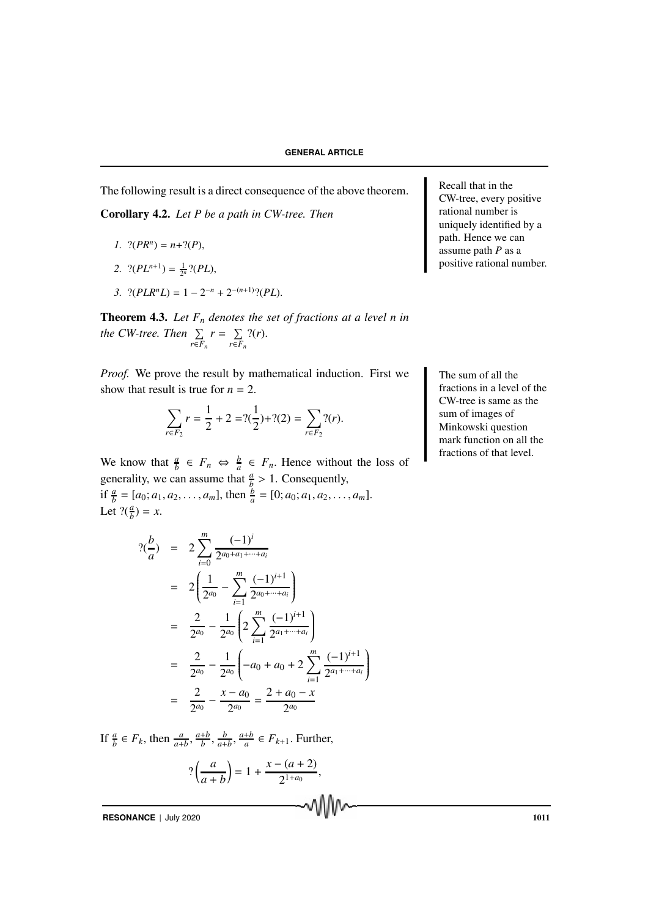The following result is a direct consequence of the above theorem.

Recall that in the CW-tree, every positive rational number is uniquely identified by a path. Hence we can assume path $P$ as a positive rational number.

**Corollary 4.2.** *Let $P$ be a path in CW-tree. Then*

1. $?(PR^n) = n + ?(P)$,
2. $?(PL^{n+1}) = \frac{1}{2^n} ?(PL)$,
3. $?(PLR^nL) = 1 - 2^{-n} + 2^{-(n+1)} ?(PL)$.

**Theorem 4.3.** *Let $F_n$ denotes the set of fractions at a level $n$ in the CW-tree. Then $\sum_{r \in F_n} r = \sum_{r \in F_n} ?(r)$.*

The sum of all the fractions in a level of the CW-tree is same as the sum of images of Minkowski question mark function on all the fractions of that level.

*Proof.* We prove the result by mathematical induction. First we show that result is true for $n = 2$.

$$\sum_{r \in F_2} r = \frac{1}{2} + 2 = ?(\frac{1}{2}) + ?(2) = \sum_{r \in F_2} ?(r).$$

We know that $\frac{a}{b} \in F_n \Leftrightarrow \frac{b}{a} \in F_n$. Hence without the loss of generality, we can assume that $\frac{a}{b} > 1$. Consequently, if $\frac{a}{b} = [a_0; a_1, a_2, \ldots, a_m]$, then $\frac{b}{a} = [0; a_0; a_1, a_2, \ldots, a_m]$. Let $?(\frac{a}{b}) = x$.

$$\begin{aligned}
?(\frac{b}{a}) &= 2 \sum_{i=0}^{m} \frac{(-1)^i}{2^{a_0 + a_1 + \cdots + a_i}} \\
&= 2 \left( \frac{1}{2^{a_0}} - \sum_{i=1}^{m} \frac{(-1)^{i+1}}{2^{a_0 + \cdots + a_i}} \right) \\
&= \frac{2}{2^{a_0}} - \frac{1}{2^{a_0}} \left( 2 \sum_{i=1}^{m} \frac{(-1)^{i+1}}{2^{a_1 + \cdots + a_i}} \right) \\
&= \frac{2}{2^{a_0}} - \frac{1}{2^{a_0}} \left( -a_0 + a_0 + 2 \sum_{i=1}^{m} \frac{(-1)^{i+1}}{2^{a_1 + \cdots + a_i}} \right) \\
&= \frac{2}{2^{a_0}} - \frac{x - a_0}{2^{a_0}} = \frac{2 + a_0 - x}{2^{a_0}}
\end{aligned}$$

If $\frac{a}{b} \in F_k$, then $\frac{a}{a+b}, \frac{a+b}{b}, \frac{b}{a+b}, \frac{a+b}{a} \in F_{k+1}$. Further,

$$?\left(\frac{a}{a+b}\right) = 1 + \frac{x - (a+2)}{2^{1+a_0}},$$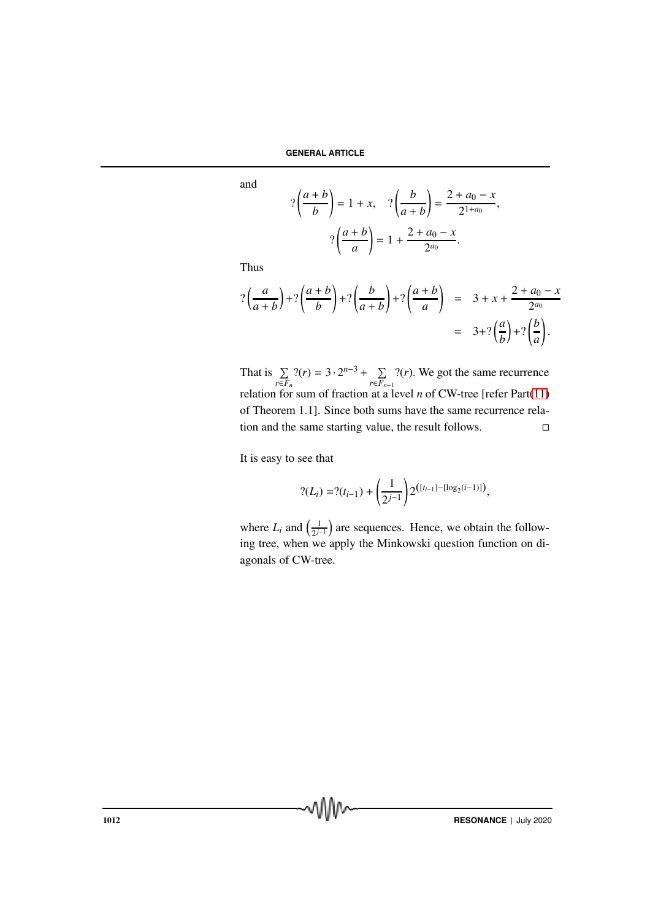and

$$?\left(\frac{a+b}{b}\right) = 1 + x, \quad ?\left(\frac{b}{a+b}\right) = \frac{2+a_0-x}{2^{1+a_0}},$$

$$?\left(\frac{a+b}{a}\right) = 1 + \frac{2+a_0-x}{2^{a_0}}.$$

Thus

$$\begin{aligned} ?\left(\frac{a}{a+b}\right)+?\left(\frac{a+b}{b}\right)+?\left(\frac{b}{a+b}\right)+?\left(\frac{a+b}{a}\right) &= 3 + x + \frac{2+a_0-x}{2^{a_0}} \\ &= 3+?\left(\frac{a}{b}\right)+?\left(\frac{b}{a}\right). \end{aligned}$$

That is $\sum\limits_{r\in F_n} ?(r) = 3\cdot 2^{n-3} + \sum\limits_{r\in F_{n-1}} ?(r)$. We got the same recurrence relation for sum of fraction at a level $n$ of CW-tree [refer Part(11) of Theorem 1.1]. Since both sums have the same recurrence relation and the same starting value, the result follows. □

It is easy to see that

$$?(L_i) = ?(t_{i-1}) + \left(\frac{1}{2^{j-1}}\right)2^{\left([t_{i-1}]-[\log_2(i-1)]\right)},$$

where $L_i$ and $\left(\frac{1}{2^{j-1}}\right)$ are sequences. Hence, we obtain the following tree, when we apply the Minkowski question function on diagonals of CW-tree.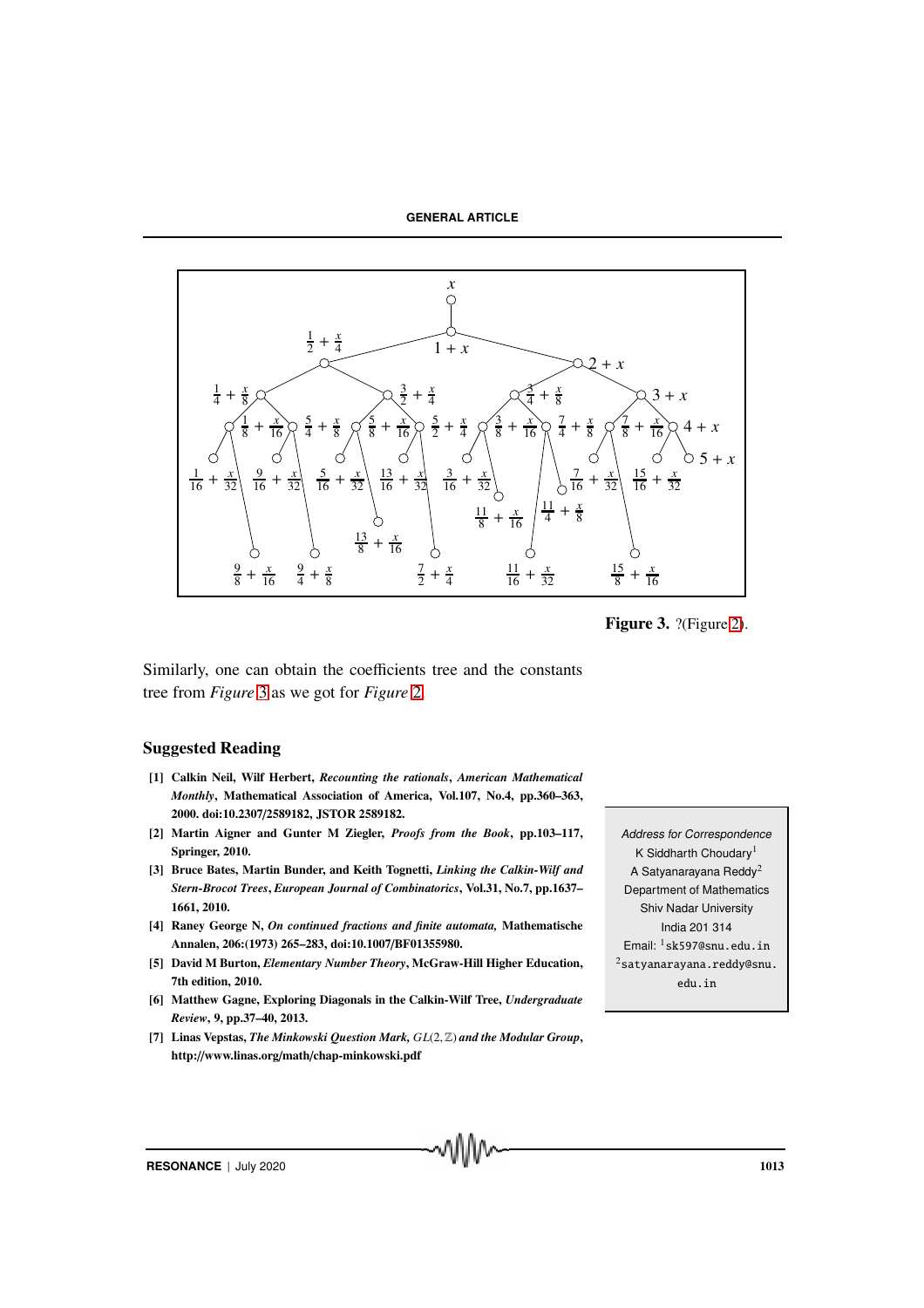x

$1 + x$

$\frac{1}{2} + \frac{x}{4}$

$2 + x$

$\frac{1}{4} + \frac{x}{8}$

$\frac{3}{2} + \frac{x}{4}$

$\frac{3}{4} + \frac{x}{8}$

$3 + x$

$\frac{1}{8} + \frac{x}{16}$

$\frac{5}{4} + \frac{x}{8}$

$\frac{5}{8} + \frac{x}{16}$

$\frac{5}{2} + \frac{x}{4}$

$\frac{3}{8} + \frac{x}{16}$

$\frac{7}{4} + \frac{x}{8}$

$\frac{7}{8} + \frac{x}{16}$

$4 + x$

$5 + x$

$\frac{1}{16} + \frac{x}{32}$

$\frac{9}{16} + \frac{x}{32}$

$\frac{5}{16} + \frac{x}{32}$

$\frac{13}{16} + \frac{x}{32}$

$\frac{3}{16} + \frac{x}{32}$

$\frac{7}{16} + \frac{x}{32}$

$\frac{15}{16} + \frac{x}{32}$

$\frac{11}{8} + \frac{x}{16}$

$\frac{11}{4} + \frac{x}{8}$

$\frac{13}{8} + \frac{x}{16}$

$\frac{9}{8} + \frac{x}{16}$

$\frac{9}{4} + \frac{x}{8}$

$\frac{7}{2} + \frac{x}{4}$

$\frac{11}{16} + \frac{x}{32}$

$\frac{15}{8} + \frac{x}{16}$

**Figure 3.** ?(Figure 2).

Similarly, one can obtain the coefficients tree and the constants tree from *Figure* 3 as we got for *Figure* 2.

## Suggested Reading

**[1] Calkin Neil, Wilf Herbert, *Recounting the rationals*, *American Mathematical Monthly*, Mathematical Association of America, Vol.107, No.4, pp.360–363, 2000. doi:10.2307/2589182, JSTOR 2589182.**

**[2] Martin Aigner and Gunter M Ziegler, *Proofs from the Book*, pp.103–117, Springer, 2010.**

**[3] Bruce Bates, Martin Bunder, and Keith Tognetti, *Linking the Calkin-Wilf and Stern-Brocot Trees*, *European Journal of Combinatorics*, Vol.31, No.7, pp.1637–1661, 2010.**

**[4] Raney George N, *On continued fractions and finite automata,* Mathematische Annalen, 206:(1973) 265–283, doi:10.1007/BF01355980.**

**[5] David M Burton, *Elementary Number Theory*, McGraw-Hill Higher Education, 7th edition, 2010.**

**[6] Matthew Gagne, Exploring Diagonals in the Calkin-Wilf Tree, *Undergraduate Review*, 9, pp.37–40, 2013.**

**[7] Linas Vepstas, *The Minkowski Question Mark, $GL(2, \mathbb{Z})$ and the Modular Group*, http://www.linas.org/math/chap-minkowski.pdf**

*Address for Correspondence*
K Siddharth Choudary[1]
A Satyanarayana Reddy[2]
Department of Mathematics
Shiv Nadar University
India 201 314
Email: [1]sk597@snu.edu.in
[2]satyanarayana.reddy@snu.edu.in